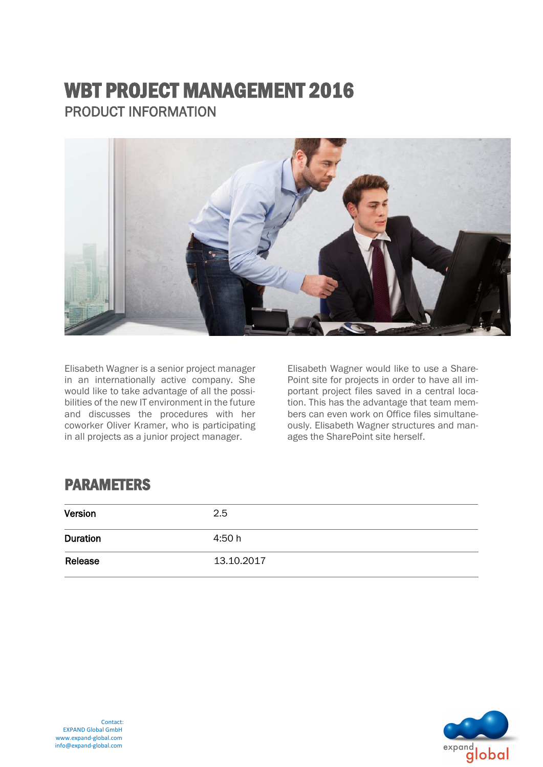# WBT PROJECT MANAGEMENT 2016

## PRODUCT INFORMATION

Elisabeth Wagner is a senior project manager in an internationally active company. She would like to take advantage of all the possibilities of the new IT environment in the future and discusses the procedures with her coworker Oliver Kramer, who is participating in all projects as a junior project manager.

Elisabeth Wagner would like to use a SharePoint site for projects in order to have all important project files saved in a central location. This has the advantage that team members can even work on Office files simultaneously. Elisabeth Wagner structures and manages the SharePoint site herself.

## PARAMETERS

| | |
|---|---|
| **Version** | 2.5 |
| **Duration** | 4:50 h |
| **Release** | 13.10.2017 |

Contact:
EXPAND Global GmbH
www.expand-global.com
info@expand-global.com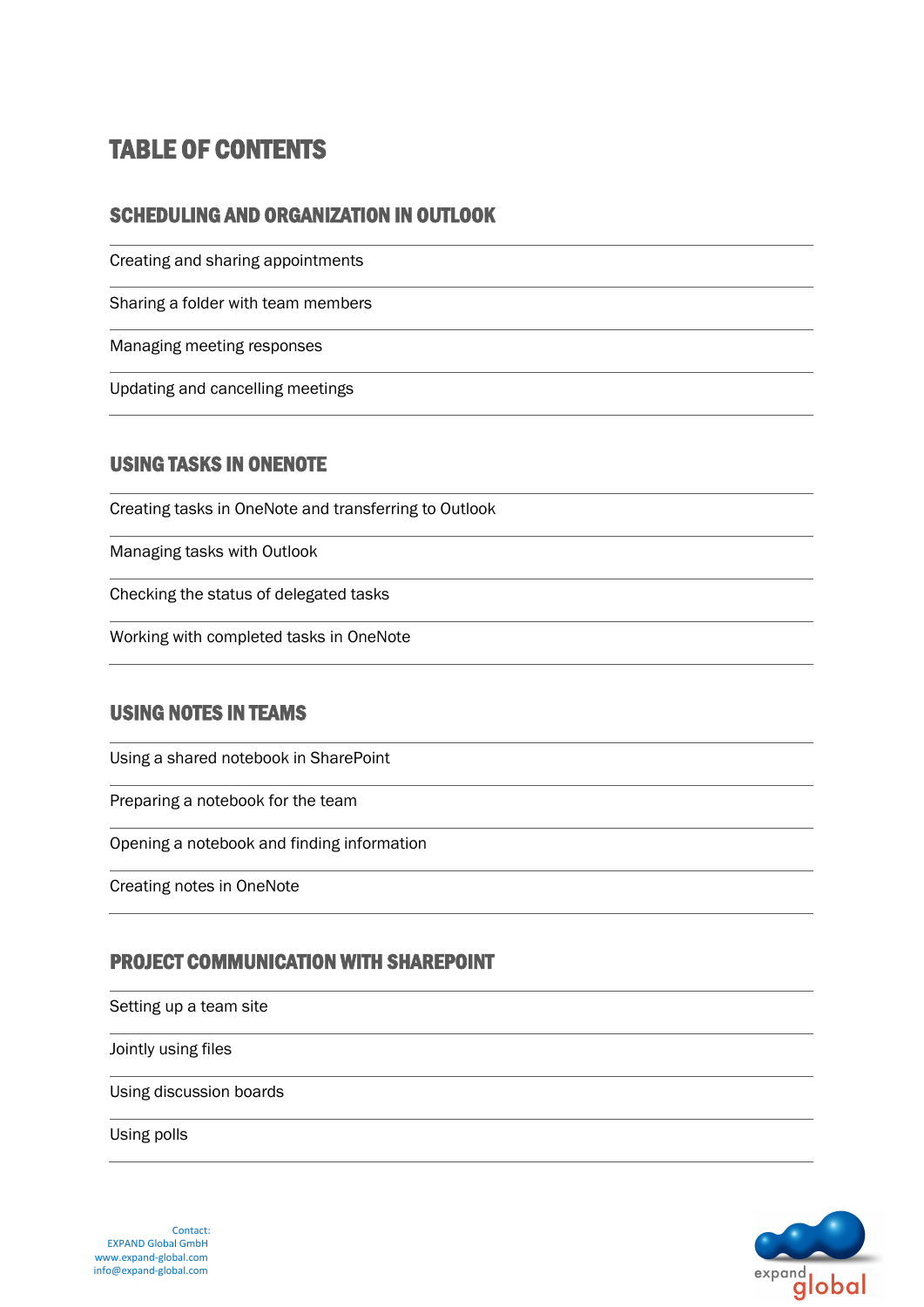# TABLE OF CONTENTS

## SCHEDULING AND ORGANIZATION IN OUTLOOK

Creating and sharing appointments

Sharing a folder with team members

Managing meeting responses

Updating and cancelling meetings

## USING TASKS IN ONENOTE

Creating tasks in OneNote and transferring to Outlook

Managing tasks with Outlook

Checking the status of delegated tasks

Working with completed tasks in OneNote

## USING NOTES IN TEAMS

Using a shared notebook in SharePoint

Preparing a notebook for the team

Opening a notebook and finding information

Creating notes in OneNote

## PROJECT COMMUNICATION WITH SHAREPOINT

Setting up a team site

Jointly using files

Using discussion boards

Using polls

Contact:
EXPAND Global GmbH
www.expand-global.com
info@expand-global.com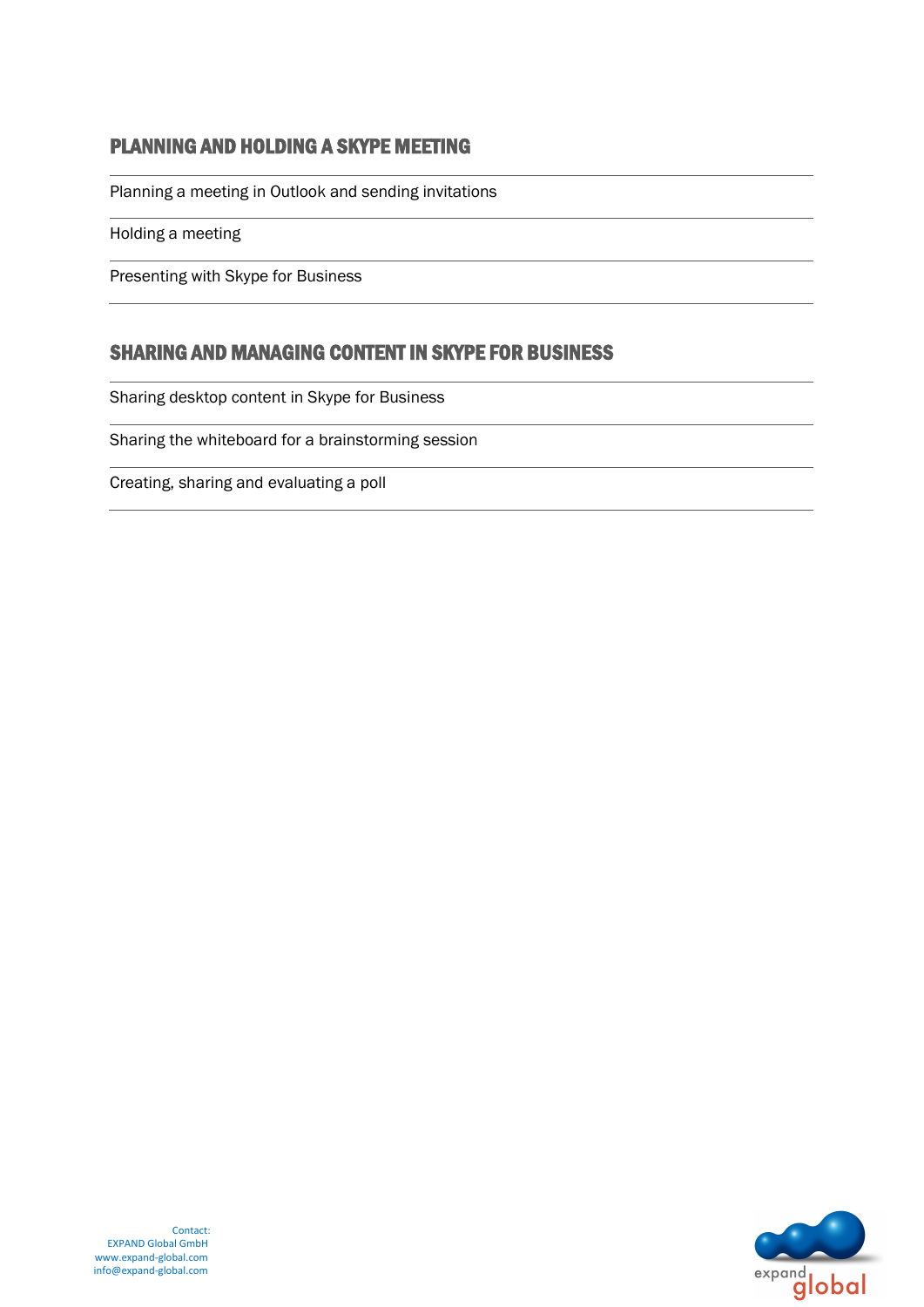## PLANNING AND HOLDING A SKYPE MEETING

Planning a meeting in Outlook and sending invitations

Holding a meeting

Presenting with Skype for Business

## SHARING AND MANAGING CONTENT IN SKYPE FOR BUSINESS

Sharing desktop content in Skype for Business

Sharing the whiteboard for a brainstorming session

Creating, sharing and evaluating a poll

Contact:
EXPAND Global GmbH
www.expand-global.com
info@expand-global.com